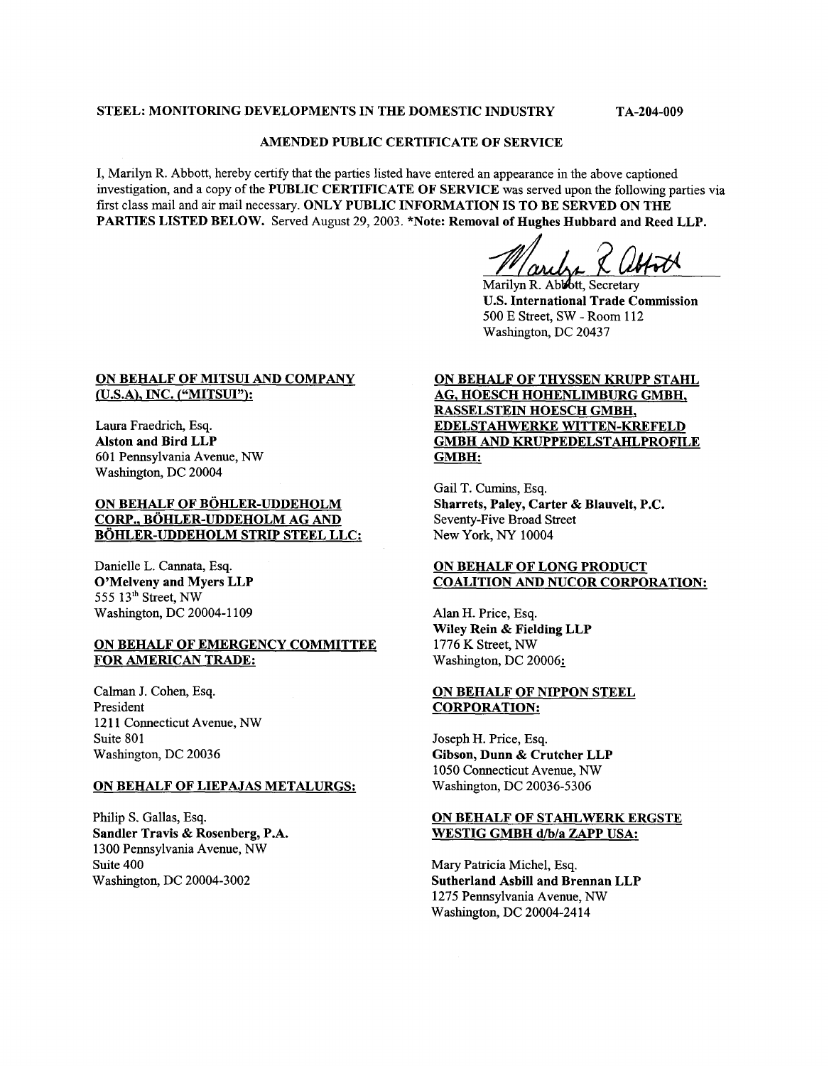**STEEL: MONITORING DEVELOPMENTS IN THE DOMESTIC INDUSTRY** **TA-204-009**

**AMENDED PUBLIC CERTIFICATE OF SERVICE**

I, Marilyn R. Abbott, hereby certify that the parties listed have entered an appearance in the above captioned investigation, and a copy of the **PUBLIC CERTIFICATE OF SERVICE** was served upon the following parties via first class mail and air mail necessary. **ONLY PUBLIC INFORMATION IS TO BE SERVED ON THE PARTIES LISTED BELOW.** Served August 29, 2003. ***Note: Removal of Hughes Hubbard and Reed LLP.**

Marilyn R. Abbott, Secretary
**U.S. International Trade Commission**
500 E Street, SW - Room 112
Washington, DC 20437

**ON BEHALF OF MITSUI AND COMPANY (U.S.A), INC. ("MITSUI"):**

Laura Fraedrich, Esq.
**Alston and Bird LLP**
601 Pennsylvania Avenue, NW
Washington, DC 20004

**ON BEHALF OF BÖHLER-UDDEHOLM CORP., BÖHLER-UDDEHOLM AG AND BÖHLER-UDDEHOLM STRIP STEEL LLC:**

Danielle L. Cannata, Esq.
**O'Melveny and Myers LLP**
555 13th Street, NW
Washington, DC 20004-1109

**ON BEHALF OF EMERGENCY COMMITTEE FOR AMERICAN TRADE:**

Calman J. Cohen, Esq.
President
1211 Connecticut Avenue, NW
Suite 801
Washington, DC 20036

**ON BEHALF OF LIEPAJAS METALURGS:**

Philip S. Gallas, Esq.
**Sandler Travis & Rosenberg, P.A.**
1300 Pennsylvania Avenue, NW
Suite 400
Washington, DC 20004-3002

**ON BEHALF OF THYSSEN KRUPP STAHL AG, HOESCH HOHENLIMBURG GMBH, RASSELSTEIN HOESCH GMBH, EDELSTAHWERKE WITTEN-KREFELD GMBH AND KRUPPEDELSTAHLPROFILE GMBH:**

Gail T. Cumins, Esq.
**Sharrets, Paley, Carter & Blauvelt, P.C.**
Seventy-Five Broad Street
New York, NY 10004

**ON BEHALF OF LONG PRODUCT COALITION AND NUCOR CORPORATION:**

Alan H. Price, Esq.
**Wiley Rein & Fielding LLP**
1776 K Street, NW
Washington, DC 20006:

**ON BEHALF OF NIPPON STEEL CORPORATION:**

Joseph H. Price, Esq.
**Gibson, Dunn & Crutcher LLP**
1050 Connecticut Avenue, NW
Washington, DC 20036-5306

**ON BEHALF OF STAHLWERK ERGSTE WESTIG GMBH d/b/a ZAPP USA:**

Mary Patricia Michel, Esq.
**Sutherland Asbill and Brennan LLP**
1275 Pennsylvania Avenue, NW
Washington, DC 20004-2414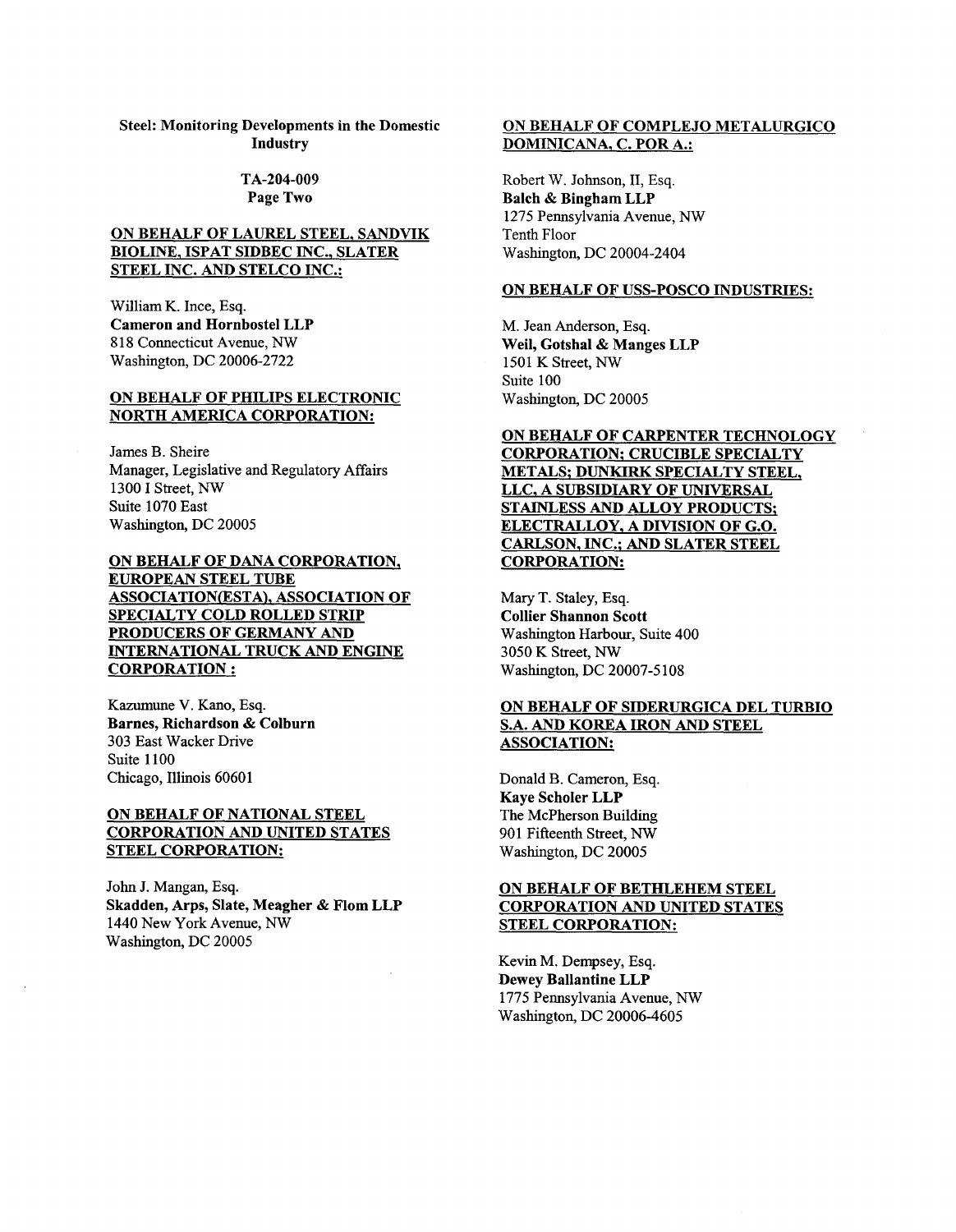**Steel: Monitoring Developments in the Domestic Industry**

**TA-204-009**
**Page Two**

**ON BEHALF OF LAUREL STEEL, SANDVIK BIOLINE, ISPAT SIDBEC INC., SLATER STEEL INC. AND STELCO INC.:**

William K. Ince, Esq.
**Cameron and Hornbostel LLP**
818 Connecticut Avenue, NW
Washington, DC 20006-2722

**ON BEHALF OF PHILIPS ELECTRONIC NORTH AMERICA CORPORATION:**

James B. Sheire
Manager, Legislative and Regulatory Affairs
1300 I Street, NW
Suite 1070 East
Washington, DC 20005

**ON BEHALF OF DANA CORPORATION, EUROPEAN STEEL TUBE ASSOCIATION(ESTA), ASSOCIATION OF SPECIALTY COLD ROLLED STRIP PRODUCERS OF GERMANY AND INTERNATIONAL TRUCK AND ENGINE CORPORATION :**

Kazumune V. Kano, Esq.
**Barnes, Richardson & Colburn**
303 East Wacker Drive
Suite 1100
Chicago, Illinois 60601

**ON BEHALF OF NATIONAL STEEL CORPORATION AND UNITED STATES STEEL CORPORATION:**

John J. Mangan, Esq.
**Skadden, Arps, Slate, Meagher & Flom LLP**
1440 New York Avenue, NW
Washington, DC 20005

**ON BEHALF OF COMPLEJO METALURGICO DOMINICANA, C. POR A.:**

Robert W. Johnson, II, Esq.
**Balch & Bingham LLP**
1275 Pennsylvania Avenue, NW
Tenth Floor
Washington, DC 20004-2404

**ON BEHALF OF USS-POSCO INDUSTRIES:**

M. Jean Anderson, Esq.
**Weil, Gotshal & Manges LLP**
1501 K Street, NW
Suite 100
Washington, DC 20005

**ON BEHALF OF CARPENTER TECHNOLOGY CORPORATION; CRUCIBLE SPECIALTY METALS; DUNKIRK SPECIALTY STEEL, LLC, A SUBSIDIARY OF UNIVERSAL STAINLESS AND ALLOY PRODUCTS; ELECTRALLOY, A DIVISION OF G.O. CARLSON, INC.; AND SLATER STEEL CORPORATION:**

Mary T. Staley, Esq.
**Collier Shannon Scott**
Washington Harbour, Suite 400
3050 K Street, NW
Washington, DC 20007-5108

**ON BEHALF OF SIDERURGICA DEL TURBIO S.A. AND KOREA IRON AND STEEL ASSOCIATION:**

Donald B. Cameron, Esq.
**Kaye Scholer LLP**
The McPherson Building
901 Fifteenth Street, NW
Washington, DC 20005

**ON BEHALF OF BETHLEHEM STEEL CORPORATION AND UNITED STATES STEEL CORPORATION:**

Kevin M. Dempsey, Esq.
**Dewey Ballantine LLP**
1775 Pennsylvania Avenue, NW
Washington, DC 20006-4605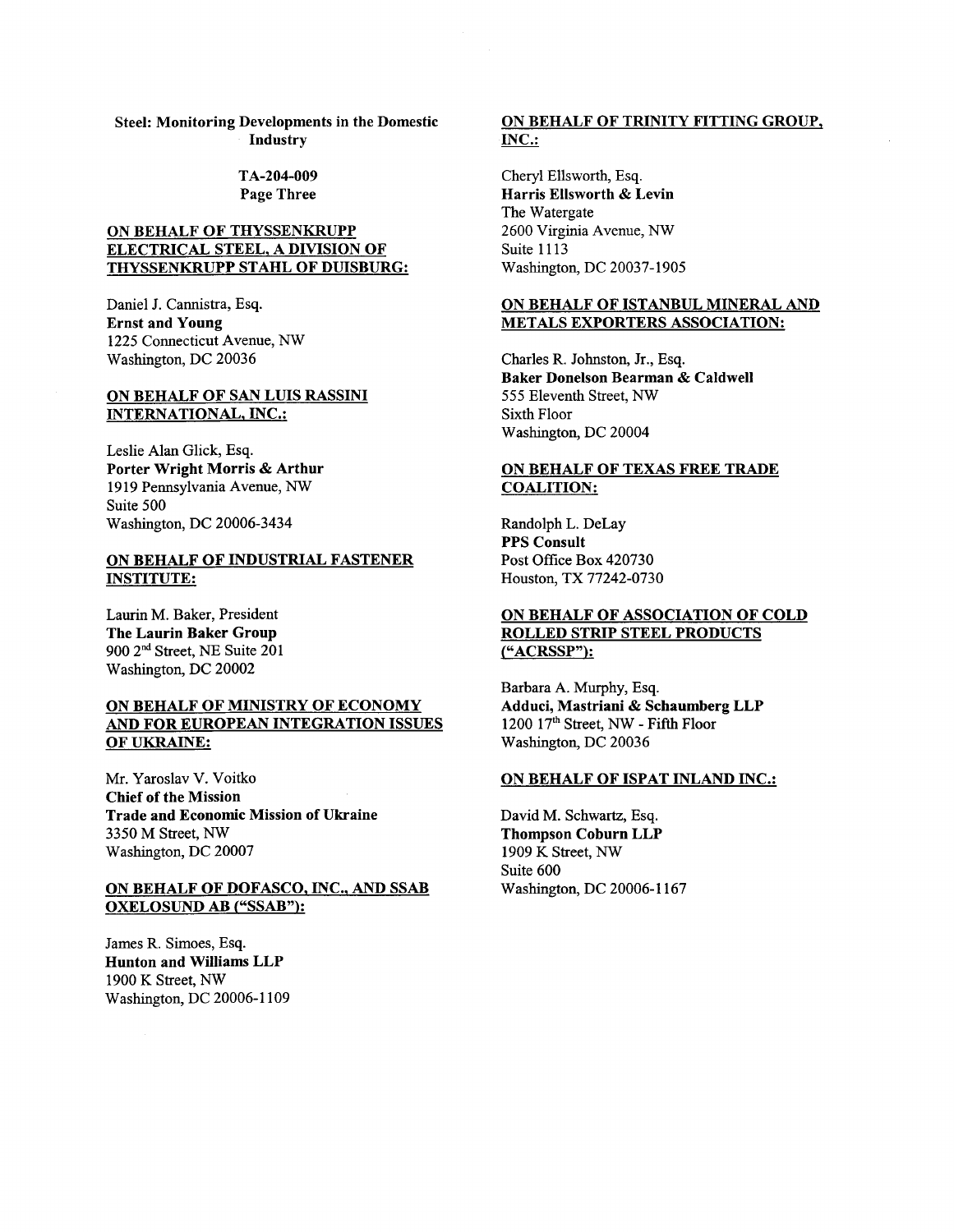**ON BEHALF OF THYSSENKRUPP ELECTRICAL STEEL, A DIVISION OF THYSSENKRUPP STAHL OF DUISBURG:**

Daniel J. Cannistra, Esq.
**Ernst and Young**
1225 Connecticut Avenue, NW
Washington, DC 20036

**ON BEHALF OF SAN LUIS RASSINI INTERNATIONAL, INC.:**

Leslie Alan Glick, Esq.
**Porter Wright Morris & Arthur**
1919 Pennsylvania Avenue, NW
Suite 500
Washington, DC 20006-3434

**ON BEHALF OF INDUSTRIAL FASTENER INSTITUTE:**

Laurin M. Baker, President
**The Laurin Baker Group**
900 2nd Street, NE Suite 201
Washington, DC 20002

**ON BEHALF OF MINISTRY OF ECONOMY AND FOR EUROPEAN INTEGRATION ISSUES OF UKRAINE:**

Mr. Yaroslav V. Voitko
**Chief of the Mission**
**Trade and Economic Mission of Ukraine**
3350 M Street, NW
Washington, DC 20007

**ON BEHALF OF DOFASCO, INC., AND SSAB OXELOSUND AB ("SSAB"):**

James R. Simoes, Esq.
**Hunton and Williams LLP**
1900 K Street, NW
Washington, DC 20006-1109

**ON BEHALF OF TRINITY FITTING GROUP, INC.:**

Cheryl Ellsworth, Esq.
**Harris Ellsworth & Levin**
The Watergate
2600 Virginia Avenue, NW
Suite 1113
Washington, DC 20037-1905

**ON BEHALF OF ISTANBUL MINERAL AND METALS EXPORTERS ASSOCIATION:**

Charles R. Johnston, Jr., Esq.
**Baker Donelson Bearman & Caldwell**
555 Eleventh Street, NW
Sixth Floor
Washington, DC 20004

**ON BEHALF OF TEXAS FREE TRADE COALITION:**

Randolph L. DeLay
**PPS Consult**
Post Office Box 420730
Houston, TX 77242-0730

**ON BEHALF OF ASSOCIATION OF COLD ROLLED STRIP STEEL PRODUCTS ("ACRSSP"):**

Barbara A. Murphy, Esq.
**Adduci, Mastriani & Schaumberg LLP**
1200 17th Street, NW - Fifth Floor
Washington, DC 20036

**ON BEHALF OF ISPAT INLAND INC.:**

David M. Schwartz, Esq.
**Thompson Coburn LLP**
1909 K Street, NW
Suite 600
Washington, DC 20006-1167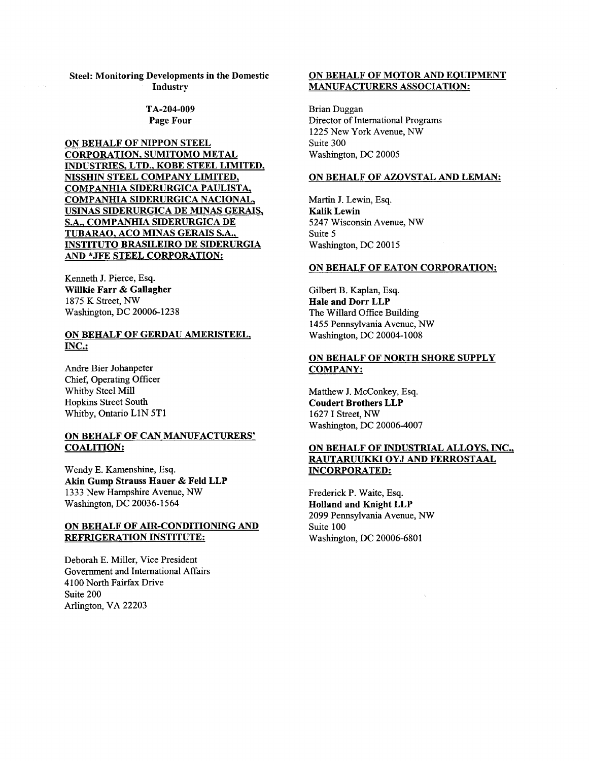**Steel: Monitoring Developments in the Domestic Industry**

**TA-204-009**
**Page Four**

**ON BEHALF OF NIPPON STEEL CORPORATION, SUMITOMO METAL INDUSTRIES, LTD., KOBE STEEL LIMITED, NISSHIN STEEL COMPANY LIMITED, COMPANHIA SIDERURGICA PAULISTA, COMPANHIA SIDERURGICA NACIONAL, USINAS SIDERURGICA DE MINAS GERAIS, S.A., COMPANHIA SIDERURGICA DE TUBARAO, ACO MINAS GERAIS S.A., INSTITUTO BRASILEIRO DE SIDERURGIA AND *JFE STEEL CORPORATION:**

Kenneth J. Pierce, Esq.
**Willkie Farr & Gallagher**
1875 K Street, NW
Washington, DC 20006-1238

**ON BEHALF OF GERDAU AMERISTEEL, INC.:**

Andre Bier Johanpeter
Chief, Operating Officer
Whitby Steel Mill
Hopkins Street South
Whitby, Ontario L1N 5T1

**ON BEHALF OF CAN MANUFACTURERS' COALITION:**

Wendy E. Kamenshine, Esq.
**Akin Gump Strauss Hauer & Feld LLP**
1333 New Hampshire Avenue, NW
Washington, DC 20036-1564

**ON BEHALF OF AIR-CONDITIONING AND REFRIGERATION INSTITUTE:**

Deborah E. Miller, Vice President
Government and International Affairs
4100 North Fairfax Drive
Suite 200
Arlington, VA 22203

**ON BEHALF OF MOTOR AND EQUIPMENT MANUFACTURERS ASSOCIATION:**

Brian Duggan
Director of International Programs
1225 New York Avenue, NW
Suite 300
Washington, DC 20005

**ON BEHALF OF AZOVSTAL AND LEMAN:**

Martin J. Lewin, Esq.
**Kalik Lewin**
5247 Wisconsin Avenue, NW
Suite 5
Washington, DC 20015

**ON BEHALF OF EATON CORPORATION:**

Gilbert B. Kaplan, Esq.
**Hale and Dorr LLP**
The Willard Office Building
1455 Pennsylvania Avenue, NW
Washington, DC 20004-1008

**ON BEHALF OF NORTH SHORE SUPPLY COMPANY:**

Matthew J. McConkey, Esq.
**Coudert Brothers LLP**
1627 I Street, NW
Washington, DC 20006-4007

**ON BEHALF OF INDUSTRIAL ALLOYS, INC., RAUTARUUKKI OYJ AND FERROSTAAL INCORPORATED:**

Frederick P. Waite, Esq.
**Holland and Knight LLP**
2099 Pennsylvania Avenue, NW
Suite 100
Washington, DC 20006-6801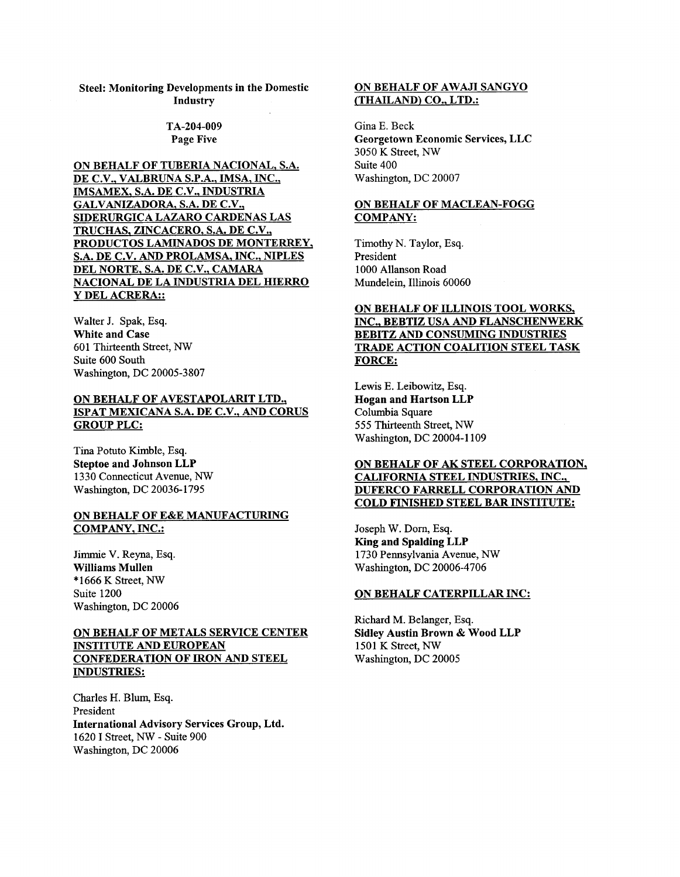**Steel: Monitoring Developments in the Domestic Industry**

**TA-204-009**
**Page Five**

**ON BEHALF OF TUBERIA NACIONAL, S.A. DE C.V., VALBRUNA S.P.A., IMSA, INC., IMSAMEX, S.A. DE C.V., INDUSTRIA GALVANIZADORA, S.A. DE C.V., SIDERURGICA LAZARO CARDENAS LAS TRUCHAS, ZINCACERO, S.A. DE C.V., PRODUCTOS LAMINADOS DE MONTERREY, S.A. DE C.V. AND PROLAMSA, INC., NIPLES DEL NORTE, S.A. DE C.V., CAMARA NACIONAL DE LA INDUSTRIA DEL HIERRO Y DEL ACRERA::**

Walter J. Spak, Esq.
**White and Case**
601 Thirteenth Street, NW
Suite 600 South
Washington, DC 20005-3807

**ON BEHALF OF AVESTAPOLARIT LTD., ISPAT MEXICANA S.A. DE C.V., AND CORUS GROUP PLC:**

Tina Potuto Kimble, Esq.
**Steptoe and Johnson LLP**
1330 Connecticut Avenue, NW
Washington, DC 20036-1795

**ON BEHALF OF E&E MANUFACTURING COMPANY, INC.:**

Jimmie V. Reyna, Esq.
**Williams Mullen**
*1666 K Street, NW
Suite 1200
Washington, DC 20006

**ON BEHALF OF METALS SERVICE CENTER INSTITUTE AND EUROPEAN CONFEDERATION OF IRON AND STEEL INDUSTRIES:**

Charles H. Blum, Esq.
President
**International Advisory Services Group, Ltd.**
1620 I Street, NW - Suite 900
Washington, DC 20006

**ON BEHALF OF AWAJI SANGYO (THAILAND) CO., LTD.:**

Gina E. Beck
**Georgetown Economic Services, LLC**
3050 K Street, NW
Suite 400
Washington, DC 20007

**ON BEHALF OF MACLEAN-FOGG COMPANY:**

Timothy N. Taylor, Esq.
President
1000 Allanson Road
Mundelein, Illinois 60060

**ON BEHALF OF ILLINOIS TOOL WORKS, INC., BEBTIZ USA AND FLANSCHENWERK BEBITZ AND CONSUMING INDUSTRIES TRADE ACTION COALITION STEEL TASK FORCE:**

Lewis E. Leibowitz, Esq.
**Hogan and Hartson LLP**
Columbia Square
555 Thirteenth Street, NW
Washington, DC 20004-1109

**ON BEHALF OF AK STEEL CORPORATION, CALIFORNIA STEEL INDUSTRIES, INC., DUFERCO FARRELL CORPORATION AND COLD FINISHED STEEL BAR INSTITUTE:**

Joseph W. Dorn, Esq.
**King and Spalding LLP**
1730 Pennsylvania Avenue, NW
Washington, DC 20006-4706

**ON BEHALF CATERPILLAR INC:**

Richard M. Belanger, Esq.
**Sidley Austin Brown & Wood LLP**
1501 K Street, NW
Washington, DC 20005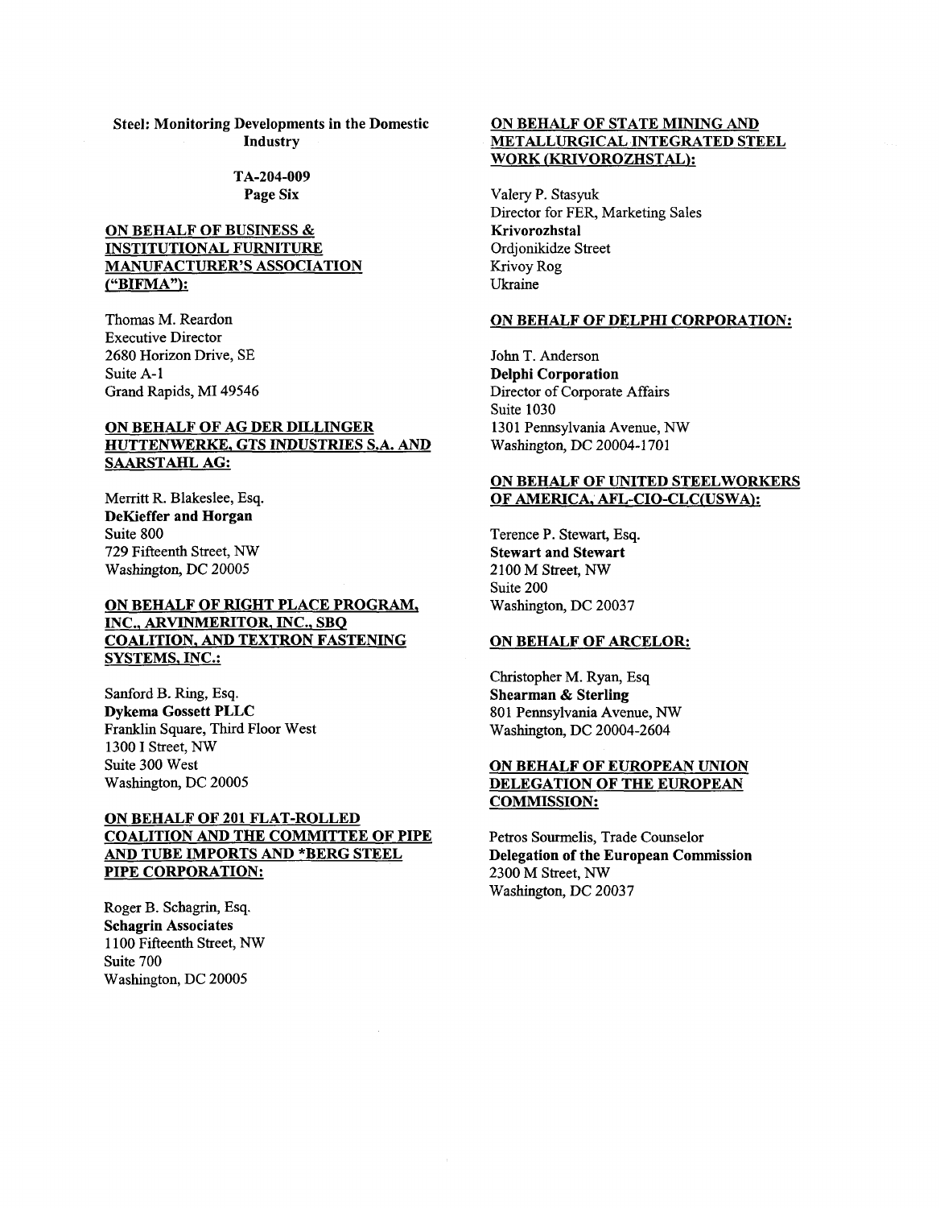**Steel: Monitoring Developments in the Domestic Industry**

**TA-204-009**
**Page Six**

**ON BEHALF OF BUSINESS & INSTITUTIONAL FURNITURE MANUFACTURER'S ASSOCIATION ("BIFMA"):**

Thomas M. Reardon
Executive Director
2680 Horizon Drive, SE
Suite A-1
Grand Rapids, MI 49546

**ON BEHALF OF AG DER DILLINGER HUTTENWERKE, GTS INDUSTRIES S.A. AND SAARSTAHL AG:**

Merritt R. Blakeslee, Esq.
**DeKieffer and Horgan**
Suite 800
729 Fifteenth Street, NW
Washington, DC 20005

**ON BEHALF OF RIGHT PLACE PROGRAM, INC., ARVINMERITOR, INC., SBQ COALITION, AND TEXTRON FASTENING SYSTEMS, INC.:**

Sanford B. Ring, Esq.
**Dykema Gossett PLLC**
Franklin Square, Third Floor West
1300 I Street, NW
Suite 300 West
Washington, DC 20005

**ON BEHALF OF 201 FLAT-ROLLED COALITION AND THE COMMITTEE OF PIPE AND TUBE IMPORTS AND *BERG STEEL PIPE CORPORATION:**

Roger B. Schagrin, Esq.
**Schagrin Associates**
1100 Fifteenth Street, NW
Suite 700
Washington, DC 20005

**ON BEHALF OF STATE MINING AND METALLURGICAL INTEGRATED STEEL WORK (KRIVOROZHSTAL):**

Valery P. Stasyuk
Director for FER, Marketing Sales
**Krivorozhstal**
Ordjonikidze Street
Krivoy Rog
Ukraine

**ON BEHALF OF DELPHI CORPORATION:**

John T. Anderson
**Delphi Corporation**
Director of Corporate Affairs
Suite 1030
1301 Pennsylvania Avenue, NW
Washington, DC 20004-1701

**ON BEHALF OF UNITED STEELWORKERS OF AMERICA, AFL-CIO-CLC(USWA):**

Terence P. Stewart, Esq.
**Stewart and Stewart**
2100 M Street, NW
Suite 200
Washington, DC 20037

**ON BEHALF OF ARCELOR:**

Christopher M. Ryan, Esq
**Shearman & Sterling**
801 Pennsylvania Avenue, NW
Washington, DC 20004-2604

**ON BEHALF OF EUROPEAN UNION DELEGATION OF THE EUROPEAN COMMISSION:**

Petros Sourmelis, Trade Counselor
**Delegation of the European Commission**
2300 M Street, NW
Washington, DC 20037